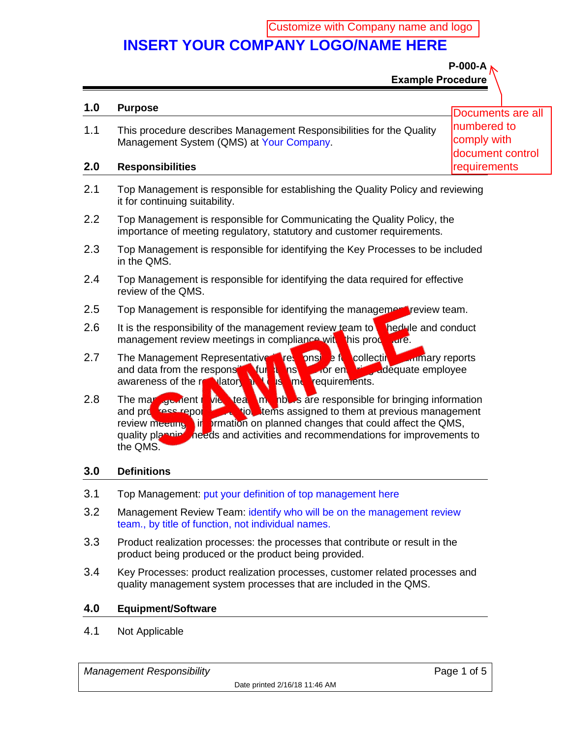Customize with Company name and logo

# INSERT YOUR COMPANY LOGO/NAME HERE

**P-000-A**
**Example Procedure**

Documents are all numbered to comply with document control requirements

## 1.0 Purpose

1.1 This procedure describes Management Responsibilities for the Quality Management System (QMS) at Your Company.

## 2.0 Responsibilities

2.1 Top Management is responsible for establishing the Quality Policy and reviewing it for continuing suitability.

2.2 Top Management is responsible for Communicating the Quality Policy, the importance of meeting regulatory, statutory and customer requirements.

2.3 Top Management is responsible for identifying the Key Processes to be included in the QMS.

2.4 Top Management is responsible for identifying the data required for effective review of the QMS.

2.5 Top Management is responsible for identifying the management review team.

2.6 It is the responsibility of the management review team to schedule and conduct management review meetings in compliance with this procedure.

2.7 The Management Representative is responsible for collecting summary reports and data from the responsible functions and for ensuring adequate employee awareness of the regulatory and customer requirements.

2.8 The management review team members are responsible for bringing information and progress reports on action items assigned to them at previous management review meetings, information on planned changes that could affect the QMS, quality planning needs and activities and recommendations for improvements to the QMS.

## 3.0 Definitions

3.1 Top Management: put your definition of top management here

3.2 Management Review Team: identify who will be on the management review team., by title of function, not individual names.

3.3 Product realization processes: the processes that contribute or result in the product being produced or the product being provided.

3.4 Key Processes: product realization processes, customer related processes and quality management system processes that are included in the QMS.

## 4.0 Equipment/Software

4.1 Not Applicable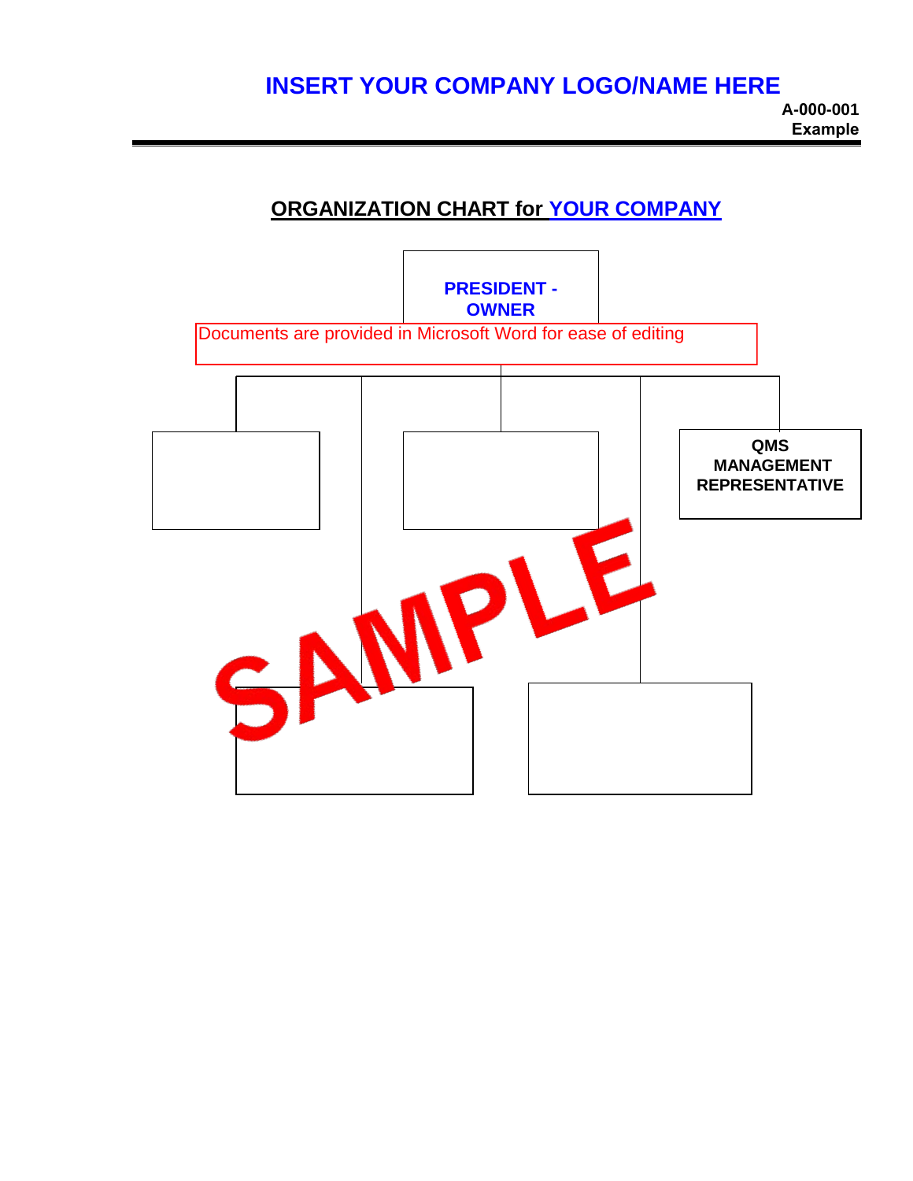**INSERT YOUR COMPANY LOGO/NAME HERE**

**A-000-001**
**Example**

## ORGANIZATION CHART for YOUR COMPANY

**PRESIDENT - OWNER**

Documents are provided in Microsoft Word for ease of editing

**QMS MANAGEMENT REPRESENTATIVE**

SAMPLE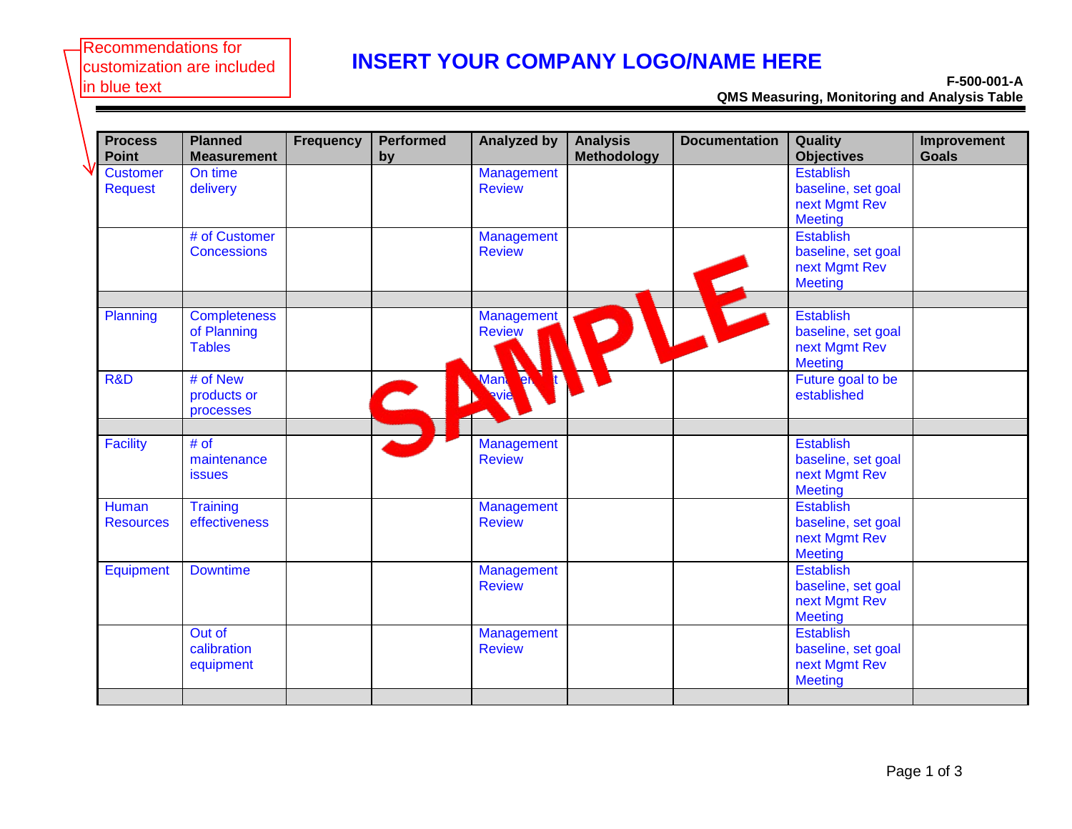Recommendations for customization are included in blue text

# INSERT YOUR COMPANY LOGO/NAME HERE

**F-500-001-A**
**QMS Measuring, Monitoring and Analysis Table**

| Process Point | Planned Measurement | Frequency | Performed by | Analyzed by | Analysis Methodology | Documentation | Quality Objectives | Improvement Goals |
|---|---|---|---|---|---|---|---|---|
| Customer Request | On time delivery | | | Management Review | | | Establish baseline, set goal next Mgmt Rev Meeting | |
| | # of Customer Concessions | | | Management Review | | | Establish baseline, set goal next Mgmt Rev Meeting | |
| | | | | | | | | |
| Planning | Completeness of Planning Tables | | | Management Review | | | Establish baseline, set goal next Mgmt Rev Meeting | |
| R&D | # of New products or processes | | | Management Review | | | Future goal to be established | |
| | | | | | | | | |
| Facility | # of maintenance issues | | | Management Review | | | Establish baseline, set goal next Mgmt Rev Meeting | |
| Human Resources | Training effectiveness | | | Management Review | | | Establish baseline, set goal next Mgmt Rev Meeting | |
| Equipment | Downtime | | | Management Review | | | Establish baseline, set goal next Mgmt Rev Meeting | |
| | Out of calibration equipment | | | Management Review | | | Establish baseline, set goal next Mgmt Rev Meeting | |
| | | | | | | | | |

SAMPLE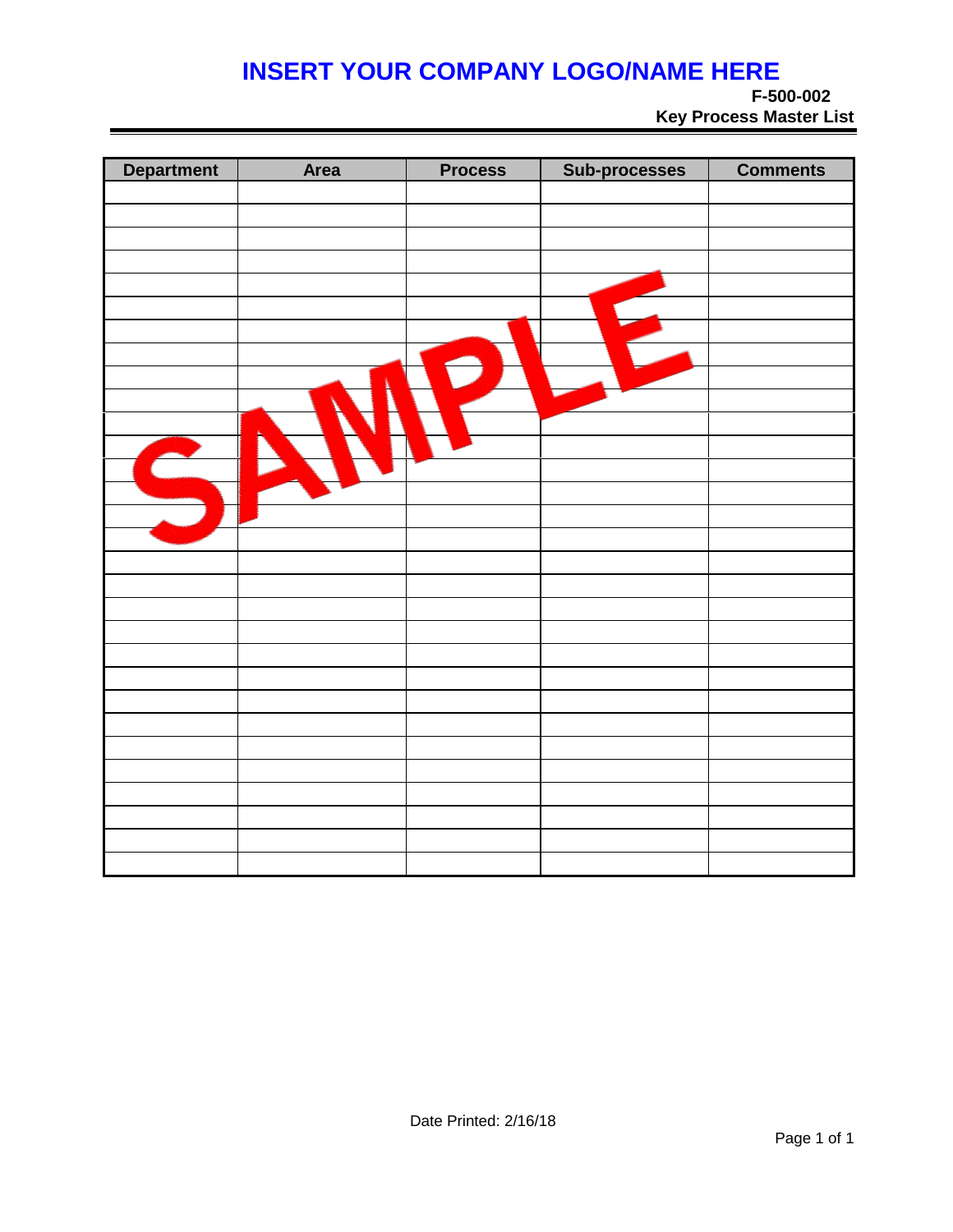# INSERT YOUR COMPANY LOGO/NAME HERE

**F-500-002**
**Key Process Master List**

| Department | Area | Process | Sub-processes | Comments |
|---|---|---|---|---|
| | | | | |
| | | | | |
| | | | | |
| | | | | |
| | | | | |
| | | | | |
| | | | | |
| | | | | |
| | | | | |
| | | | | |
| | | | | |
| | | | | |
| | | | | |
| | | | | |
| | | | | |
| | | | | |
| | | | | |
| | | | | |
| | | | | |
| | | | | |
| | | | | |
| | | | | |
| | | | | |
| | | | | |
| | | | | |
| | | | | |
| | | | | |
| | | | | |
| | | | | |
| | | | | |
| | | | | |

SAMPLE

Date Printed: 2/16/18